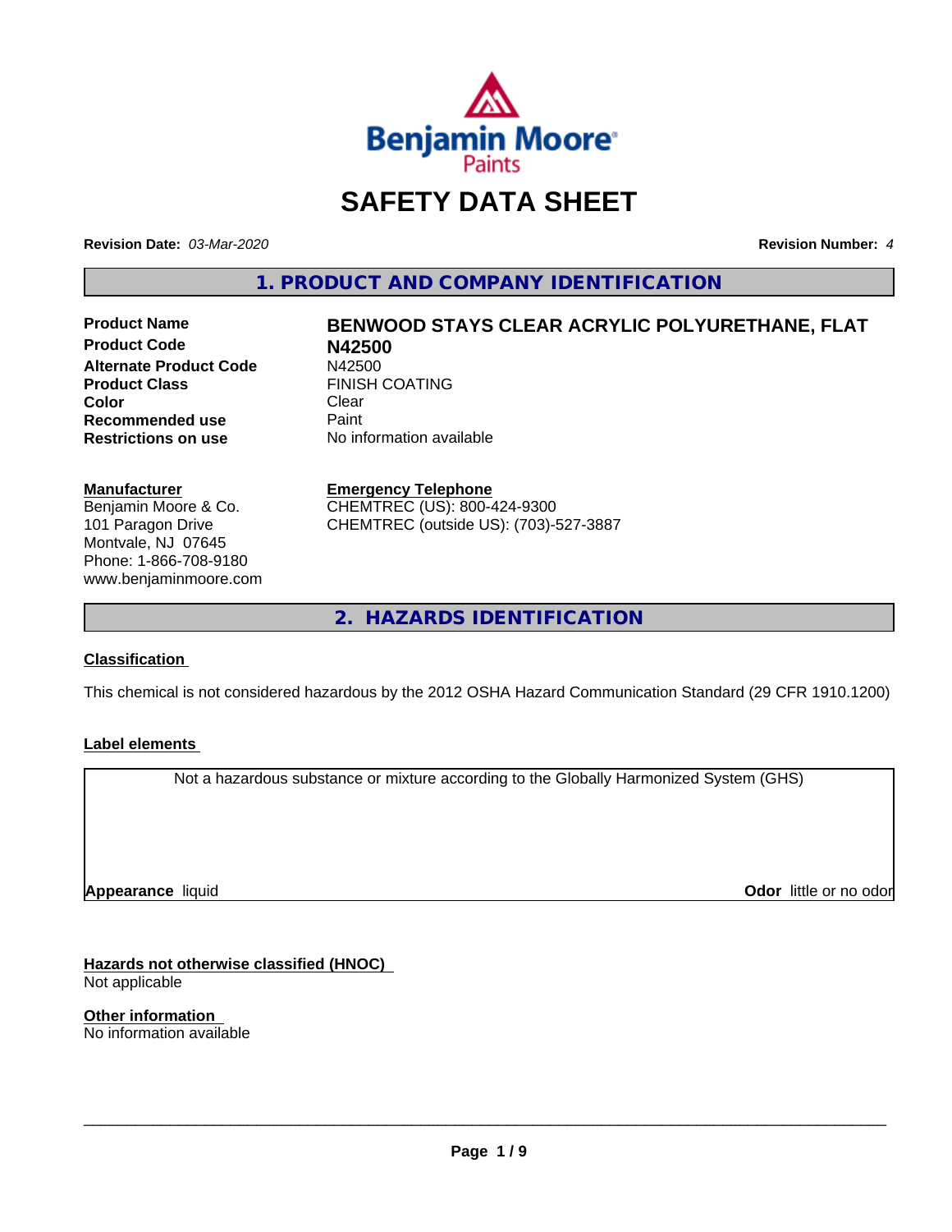# SAFETY DATA SHEET

**Revision Date:** *03-Mar-2020*

**Revision Number:** *4*

## 1. PRODUCT AND COMPANY IDENTIFICATION

| | |
|---|---|
| **Product Name** | **BENWOOD STAYS CLEAR ACRYLIC POLYURETHANE, FLAT** |
| **Product Code** | **N42500** |
| **Alternate Product Code** | N42500 |
| **Product Class** | FINISH COATING |
| **Color** | Clear |
| **Recommended use** | Paint |
| **Restrictions on use** | No information available |

**Manufacturer**
Benjamin Moore & Co.
101 Paragon Drive
Montvale, NJ 07645
Phone: 1-866-708-9180
www.benjaminmoore.com

**Emergency Telephone**
CHEMTREC (US): 800-424-9300
CHEMTREC (outside US): (703)-527-3887

## 2. HAZARDS IDENTIFICATION

**Classification**

This chemical is not considered hazardous by the 2012 OSHA Hazard Communication Standard (29 CFR 1910.1200)

**Label elements**

Not a hazardous substance or mixture according to the Globally Harmonized System (GHS)

**Appearance** liquid

**Odor** little or no odor

**Hazards not otherwise classified (HNOC)**
Not applicable

**Other information**
No information available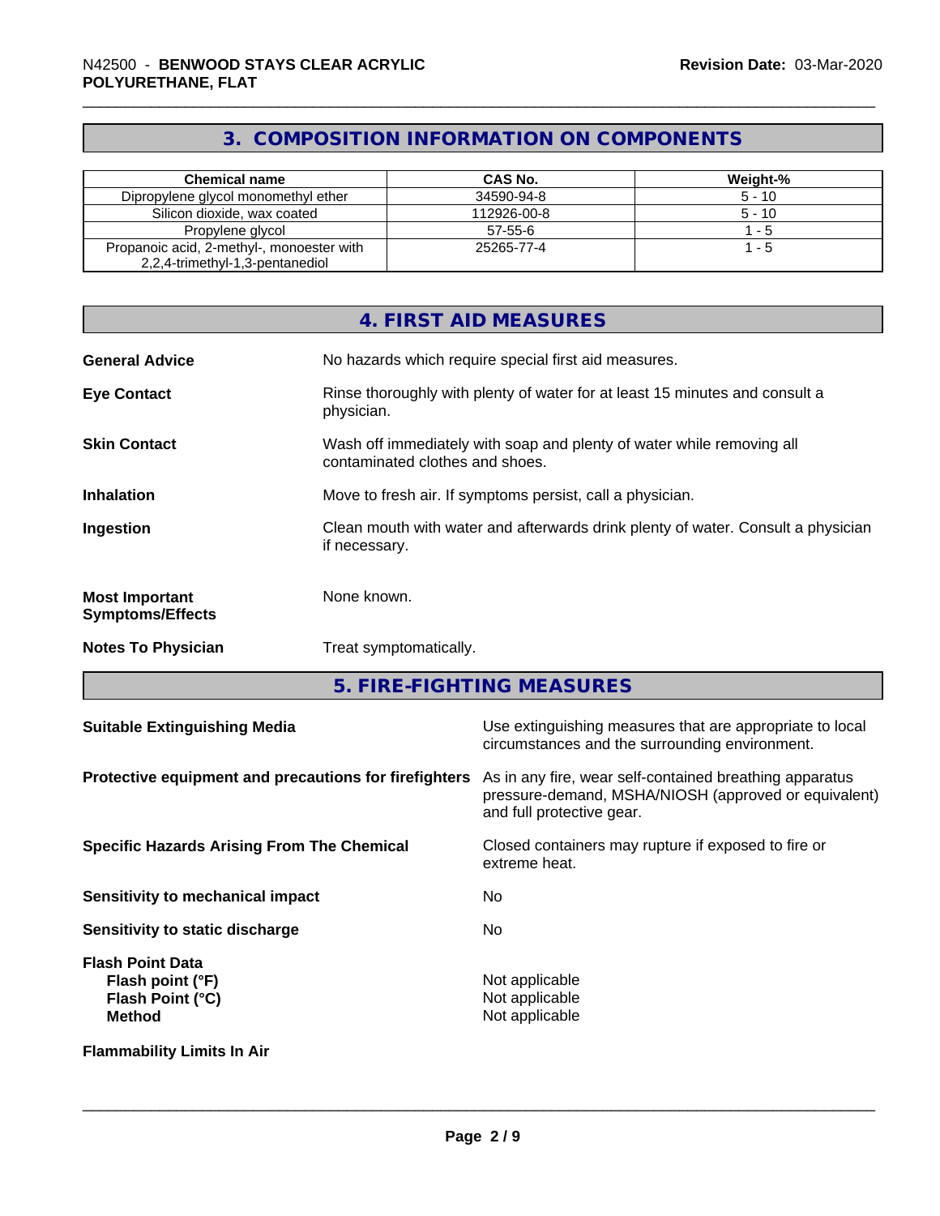## 3. COMPOSITION INFORMATION ON COMPONENTS

| Chemical name | CAS No. | Weight-% |
|---|---|---|
| Dipropylene glycol monomethyl ether | 34590-94-8 | 5 - 10 |
| Silicon dioxide, wax coated | 112926-00-8 | 5 - 10 |
| Propylene glycol | 57-55-6 | 1 - 5 |
| Propanoic acid, 2-methyl-, monoester with 2,2,4-trimethyl-1,3-pentanediol | 25265-77-4 | 1 - 5 |

## 4. FIRST AID MEASURES

**General Advice** No hazards which require special first aid measures.

**Eye Contact** Rinse thoroughly with plenty of water for at least 15 minutes and consult a physician.

**Skin Contact** Wash off immediately with soap and plenty of water while removing all contaminated clothes and shoes.

**Inhalation** Move to fresh air. If symptoms persist, call a physician.

**Ingestion** Clean mouth with water and afterwards drink plenty of water. Consult a physician if necessary.

**Most Important Symptoms/Effects** None known.

**Notes To Physician** Treat symptomatically.

## 5. FIRE-FIGHTING MEASURES

**Suitable Extinguishing Media** Use extinguishing measures that are appropriate to local circumstances and the surrounding environment.

**Protective equipment and precautions for firefighters** As in any fire, wear self-contained breathing apparatus pressure-demand, MSHA/NIOSH (approved or equivalent) and full protective gear.

**Specific Hazards Arising From The Chemical** Closed containers may rupture if exposed to fire or extreme heat.

**Sensitivity to mechanical impact** No

**Sensitivity to static discharge** No

**Flash Point Data**
**Flash point (°F)** Not applicable
**Flash Point (°C)** Not applicable
**Method** Not applicable

**Flammability Limits In Air**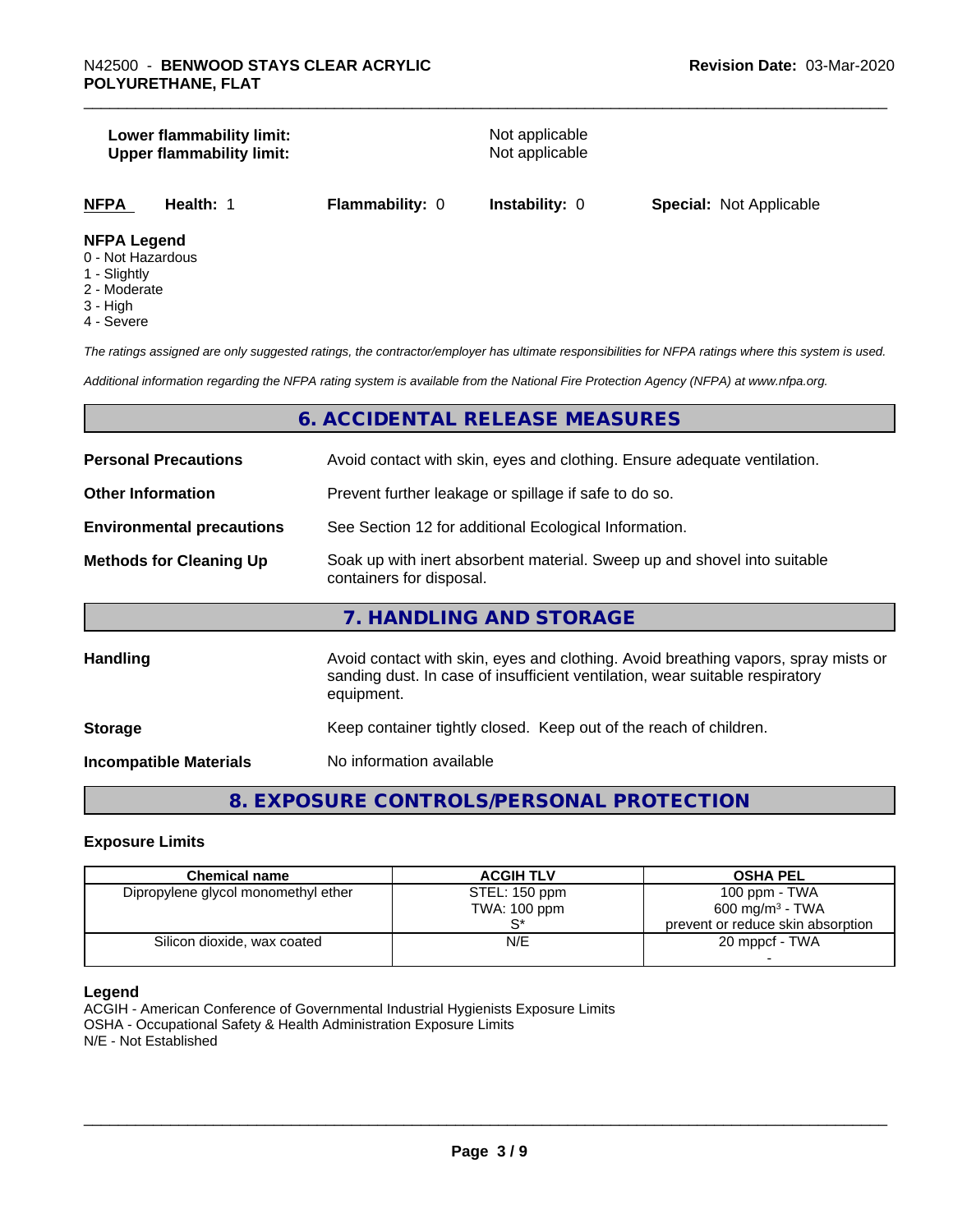**Lower flammability limit:** Not applicable
**Upper flammability limit:** Not applicable

| NFPA | Health: 1 | Flammability: 0 | Instability: 0 | Special: Not Applicable |
|---|---|---|---|---|

**NFPA Legend**
0 - Not Hazardous
1 - Slightly
2 - Moderate
3 - High
4 - Severe

*The ratings assigned are only suggested ratings, the contractor/employer has ultimate responsibilities for NFPA ratings where this system is used.*

*Additional information regarding the NFPA rating system is available from the National Fire Protection Agency (NFPA) at www.nfpa.org.*

## 6. ACCIDENTAL RELEASE MEASURES

**Personal Precautions** Avoid contact with skin, eyes and clothing. Ensure adequate ventilation.

**Other Information** Prevent further leakage or spillage if safe to do so.

**Environmental precautions** See Section 12 for additional Ecological Information.

**Methods for Cleaning Up** Soak up with inert absorbent material. Sweep up and shovel into suitable containers for disposal.

## 7. HANDLING AND STORAGE

**Handling** Avoid contact with skin, eyes and clothing. Avoid breathing vapors, spray mists or sanding dust. In case of insufficient ventilation, wear suitable respiratory equipment.

**Storage** Keep container tightly closed. Keep out of the reach of children.

**Incompatible Materials** No information available

## 8. EXPOSURE CONTROLS/PERSONAL PROTECTION

### Exposure Limits

| Chemical name | ACGIH TLV | OSHA PEL |
|---|---|---|
| Dipropylene glycol monomethyl ether | STEL: 150 ppm<br>TWA: 100 ppm<br>S* | 100 ppm - TWA<br>600 mg/m$^3$ - TWA<br>prevent or reduce skin absorption |
| Silicon dioxide, wax coated | N/E | 20 mppcf - TWA<br>- |

**Legend**
ACGIH - American Conference of Governmental Industrial Hygienists Exposure Limits
OSHA - Occupational Safety & Health Administration Exposure Limits
N/E - Not Established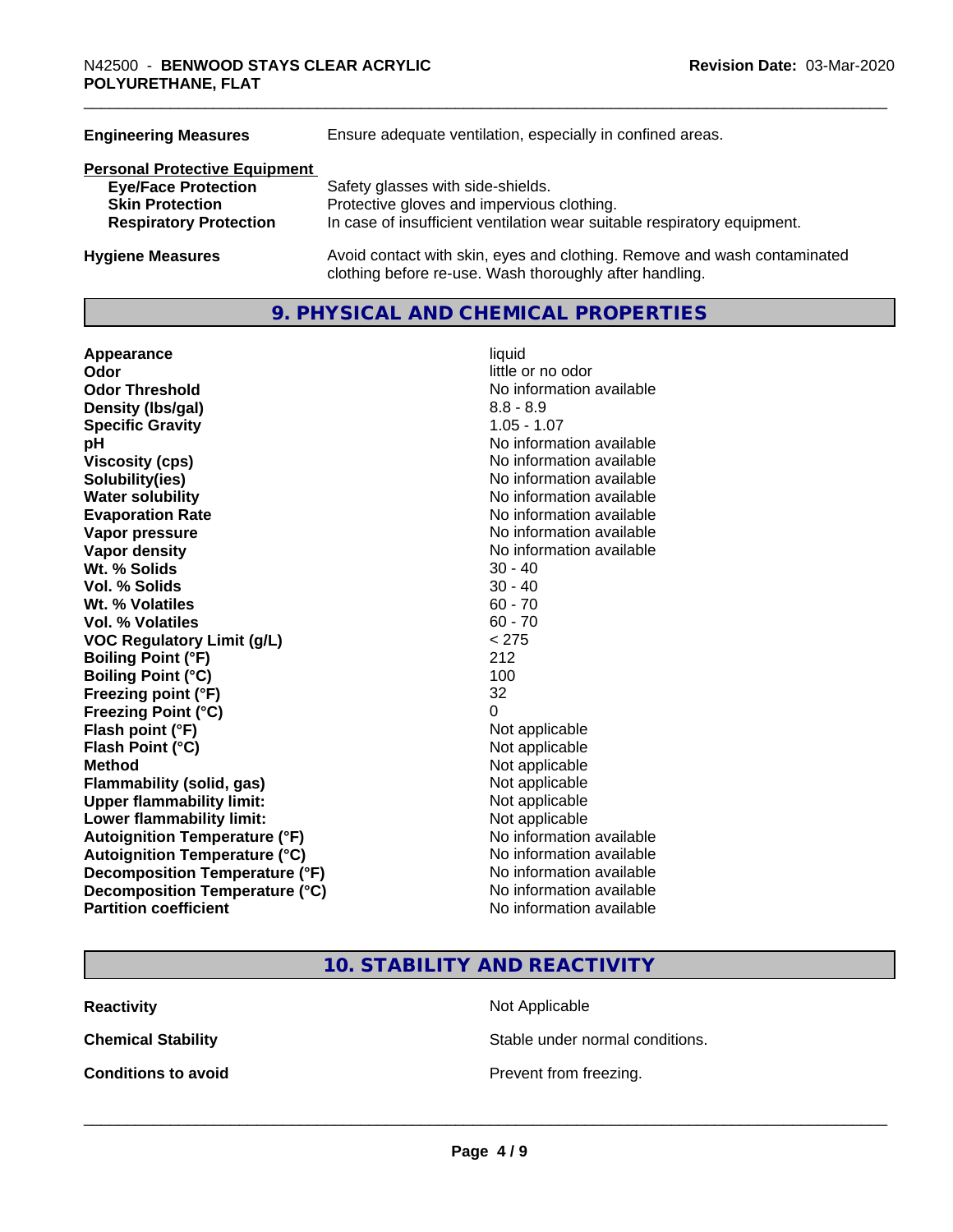| | |
|---|---|
| **Engineering Measures** | Ensure adequate ventilation, especially in confined areas. |

**Personal Protective Equipment**

| | |
|---|---|
| **Eye/Face Protection** | Safety glasses with side-shields. |
| **Skin Protection** | Protective gloves and impervious clothing. |
| **Respiratory Protection** | In case of insufficient ventilation wear suitable respiratory equipment. |

| | |
|---|---|
| **Hygiene Measures** | Avoid contact with skin, eyes and clothing. Remove and wash contaminated clothing before re-use. Wash thoroughly after handling. |

## 9. PHYSICAL AND CHEMICAL PROPERTIES

| | |
|---|---|
| **Appearance** | liquid |
| **Odor** | little or no odor |
| **Odor Threshold** | No information available |
| **Density (lbs/gal)** | 8.8 - 8.9 |
| **Specific Gravity** | 1.05 - 1.07 |
| **pH** | No information available |
| **Viscosity (cps)** | No information available |
| **Solubility(ies)** | No information available |
| **Water solubility** | No information available |
| **Evaporation Rate** | No information available |
| **Vapor pressure** | No information available |
| **Vapor density** | No information available |
| **Wt. % Solids** | 30 - 40 |
| **Vol. % Solids** | 30 - 40 |
| **Wt. % Volatiles** | 60 - 70 |
| **Vol. % Volatiles** | 60 - 70 |
| **VOC Regulatory Limit (g/L)** | < 275 |
| **Boiling Point (°F)** | 212 |
| **Boiling Point (°C)** | 100 |
| **Freezing point (°F)** | 32 |
| **Freezing Point (°C)** | 0 |
| **Flash point (°F)** | Not applicable |
| **Flash Point (°C)** | Not applicable |
| **Method** | Not applicable |
| **Flammability (solid, gas)** | Not applicable |
| **Upper flammability limit:** | Not applicable |
| **Lower flammability limit:** | Not applicable |
| **Autoignition Temperature (°F)** | No information available |
| **Autoignition Temperature (°C)** | No information available |
| **Decomposition Temperature (°F)** | No information available |
| **Decomposition Temperature (°C)** | No information available |
| **Partition coefficient** | No information available |

## 10. STABILITY AND REACTIVITY

| | |
|---|---|
| **Reactivity** | Not Applicable |
| **Chemical Stability** | Stable under normal conditions. |
| **Conditions to avoid** | Prevent from freezing. |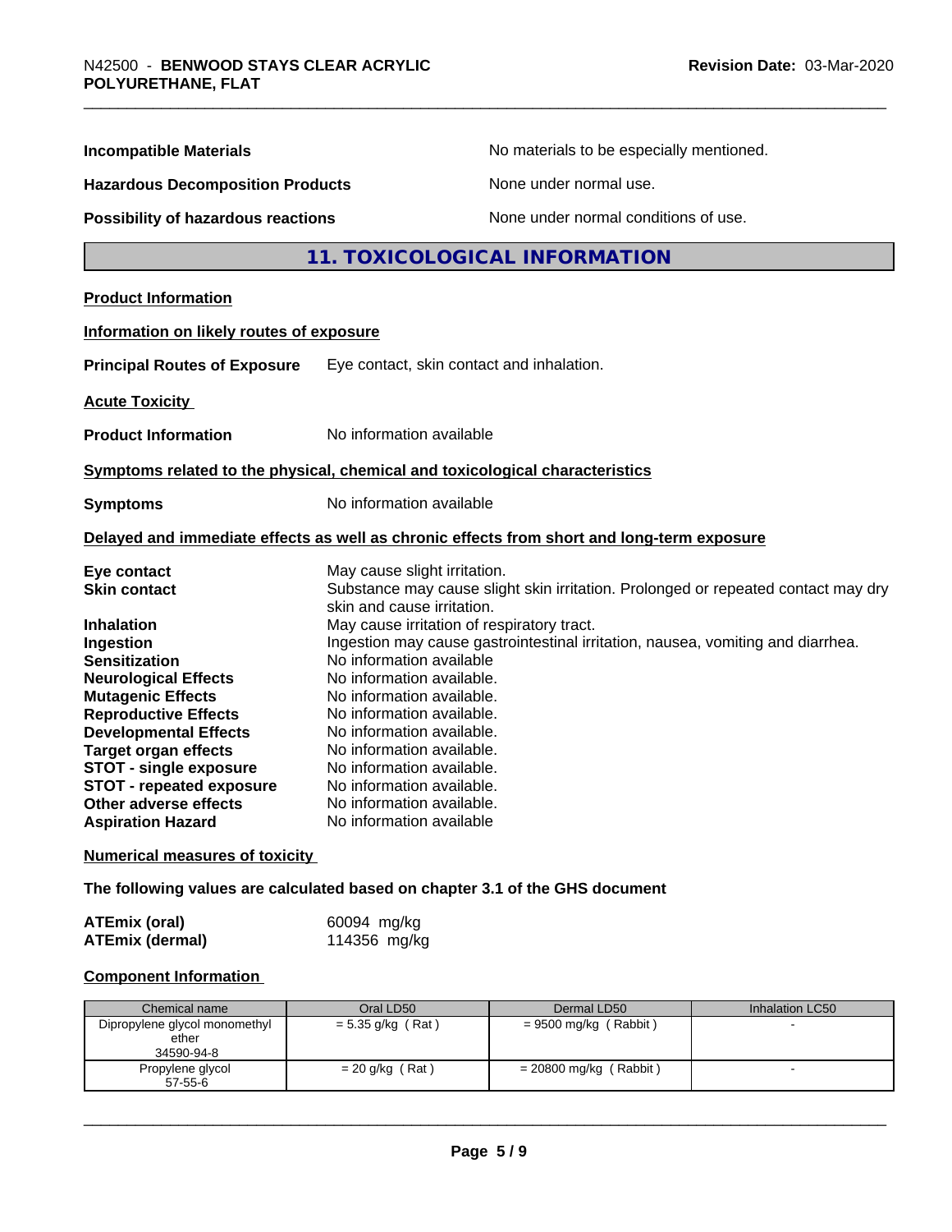**Incompatible Materials** No materials to be especially mentioned.

**Hazardous Decomposition Products** None under normal use.

**Possibility of hazardous reactions** None under normal conditions of use.

## 11. TOXICOLOGICAL INFORMATION

**Product Information**

**Information on likely routes of exposure**

**Principal Routes of Exposure** Eye contact, skin contact and inhalation.

**Acute Toxicity**

**Product Information** No information available

**Symptoms related to the physical, chemical and toxicological characteristics**

**Symptoms** No information available

**Delayed and immediate effects as well as chronic effects from short and long-term exposure**

**Eye contact** May cause slight irritation.
**Skin contact** Substance may cause slight skin irritation. Prolonged or repeated contact may dry skin and cause irritation.
**Inhalation** May cause irritation of respiratory tract.
**Ingestion** Ingestion may cause gastrointestinal irritation, nausea, vomiting and diarrhea.
**Sensitization** No information available
**Neurological Effects** No information available.
**Mutagenic Effects** No information available.
**Reproductive Effects** No information available.
**Developmental Effects** No information available.
**Target organ effects** No information available.
**STOT - single exposure** No information available.
**STOT - repeated exposure** No information available.
**Other adverse effects** No information available.
**Aspiration Hazard** No information available

**Numerical measures of toxicity**

**The following values are calculated based on chapter 3.1 of the GHS document**

**ATEmix (oral)** 60094 mg/kg
**ATEmix (dermal)** 114356 mg/kg

**Component Information**

| Chemical name | Oral LD50 | Dermal LD50 | Inhalation LC50 |
|---|---|---|---|
| Dipropylene glycol monomethyl ether 34590-94-8 | = 5.35 g/kg ( Rat ) | = 9500 mg/kg ( Rabbit ) | - |
| Propylene glycol 57-55-6 | = 20 g/kg ( Rat ) | = 20800 mg/kg ( Rabbit ) | - |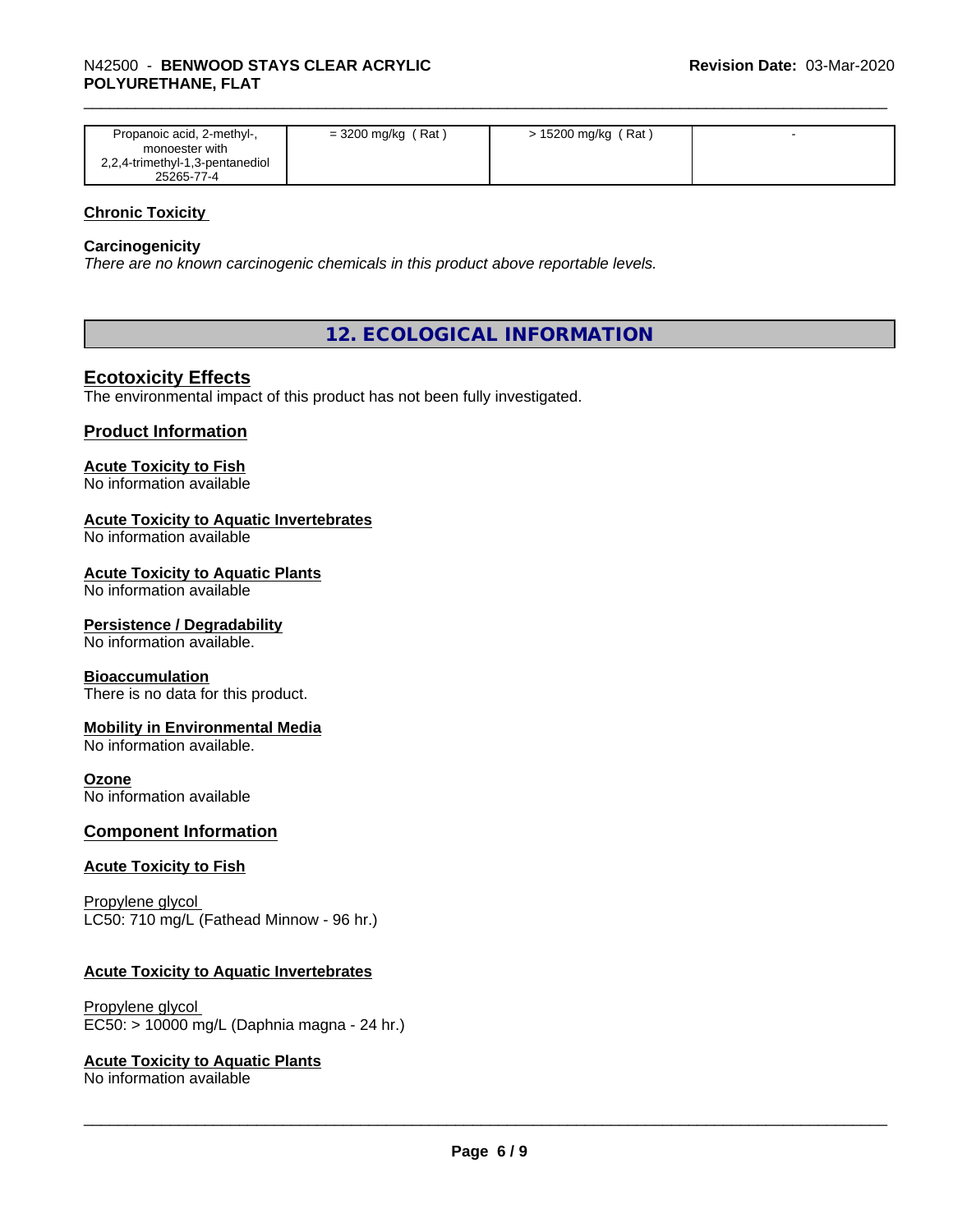| | | | |
|---|---|---|---|
| Propanoic acid, 2-methyl-, monoester with 2,2,4-trimethyl-1,3-pentanediol 25265-77-4 | = 3200 mg/kg ( Rat ) | > 15200 mg/kg ( Rat ) | - |

**Chronic Toxicity**

**Carcinogenicity**

*There are no known carcinogenic chemicals in this product above reportable levels.*

## 12. ECOLOGICAL INFORMATION

### Ecotoxicity Effects

The environmental impact of this product has not been fully investigated.

### Product Information

**Acute Toxicity to Fish**

No information available

**Acute Toxicity to Aquatic Invertebrates**

No information available

**Acute Toxicity to Aquatic Plants**

No information available

**Persistence / Degradability**

No information available.

**Bioaccumulation**

There is no data for this product.

**Mobility in Environmental Media**

No information available.

**Ozone**

No information available

### Component Information

**Acute Toxicity to Fish**

Propylene glycol
LC50: 710 mg/L (Fathead Minnow - 96 hr.)

**Acute Toxicity to Aquatic Invertebrates**

Propylene glycol
EC50: > 10000 mg/L (Daphnia magna - 24 hr.)

**Acute Toxicity to Aquatic Plants**

No information available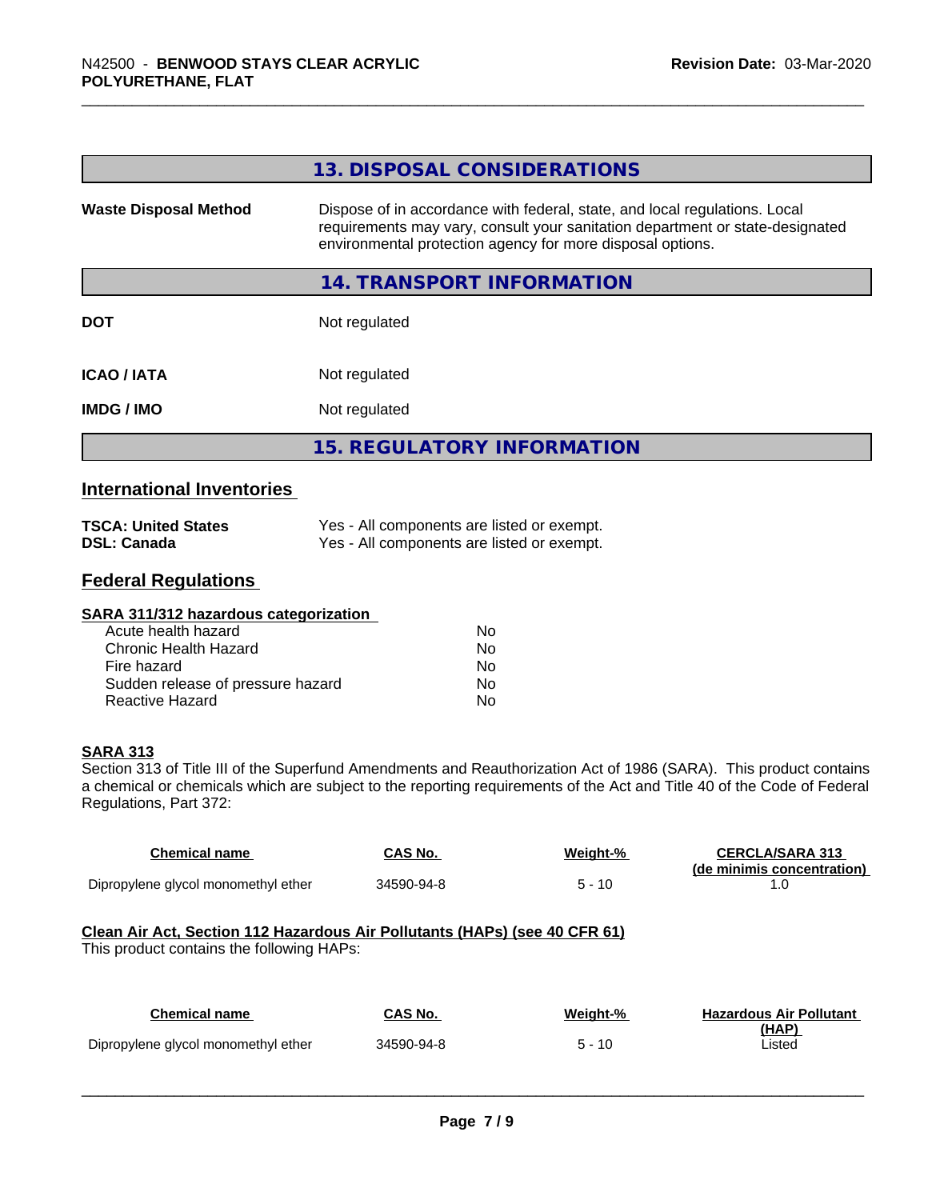## 13. DISPOSAL CONSIDERATIONS

| | |
|---|---|
| **Waste Disposal Method** | Dispose of in accordance with federal, state, and local regulations. Local requirements may vary, consult your sanitation department or state-designated environmental protection agency for more disposal options. |

## 14. TRANSPORT INFORMATION

| | |
|---|---|
| **DOT** | Not regulated |
| **ICAO / IATA** | Not regulated |
| **IMDG / IMO** | Not regulated |

## 15. REGULATORY INFORMATION

### International Inventories

| | |
|---|---|
| **TSCA: United States** | Yes - All components are listed or exempt. |
| **DSL: Canada** | Yes - All components are listed or exempt. |

### Federal Regulations

**SARA 311/312 hazardous categorization**

| | |
|---|---|
| Acute health hazard | No |
| Chronic Health Hazard | No |
| Fire hazard | No |
| Sudden release of pressure hazard | No |
| Reactive Hazard | No |

**SARA 313**

Section 313 of Title III of the Superfund Amendments and Reauthorization Act of 1986 (SARA). This product contains a chemical or chemicals which are subject to the reporting requirements of the Act and Title 40 of the Code of Federal Regulations, Part 372:

| Chemical name | CAS No. | Weight-% | CERCLA/SARA 313 (de minimis concentration) |
|---|---|---|---|
| Dipropylene glycol monomethyl ether | 34590-94-8 | 5 - 10 | 1.0 |

**Clean Air Act, Section 112 Hazardous Air Pollutants (HAPs) (see 40 CFR 61)**

This product contains the following HAPs:

| Chemical name | CAS No. | Weight-% | Hazardous Air Pollutant (HAP) |
|---|---|---|---|
| Dipropylene glycol monomethyl ether | 34590-94-8 | 5 - 10 | Listed |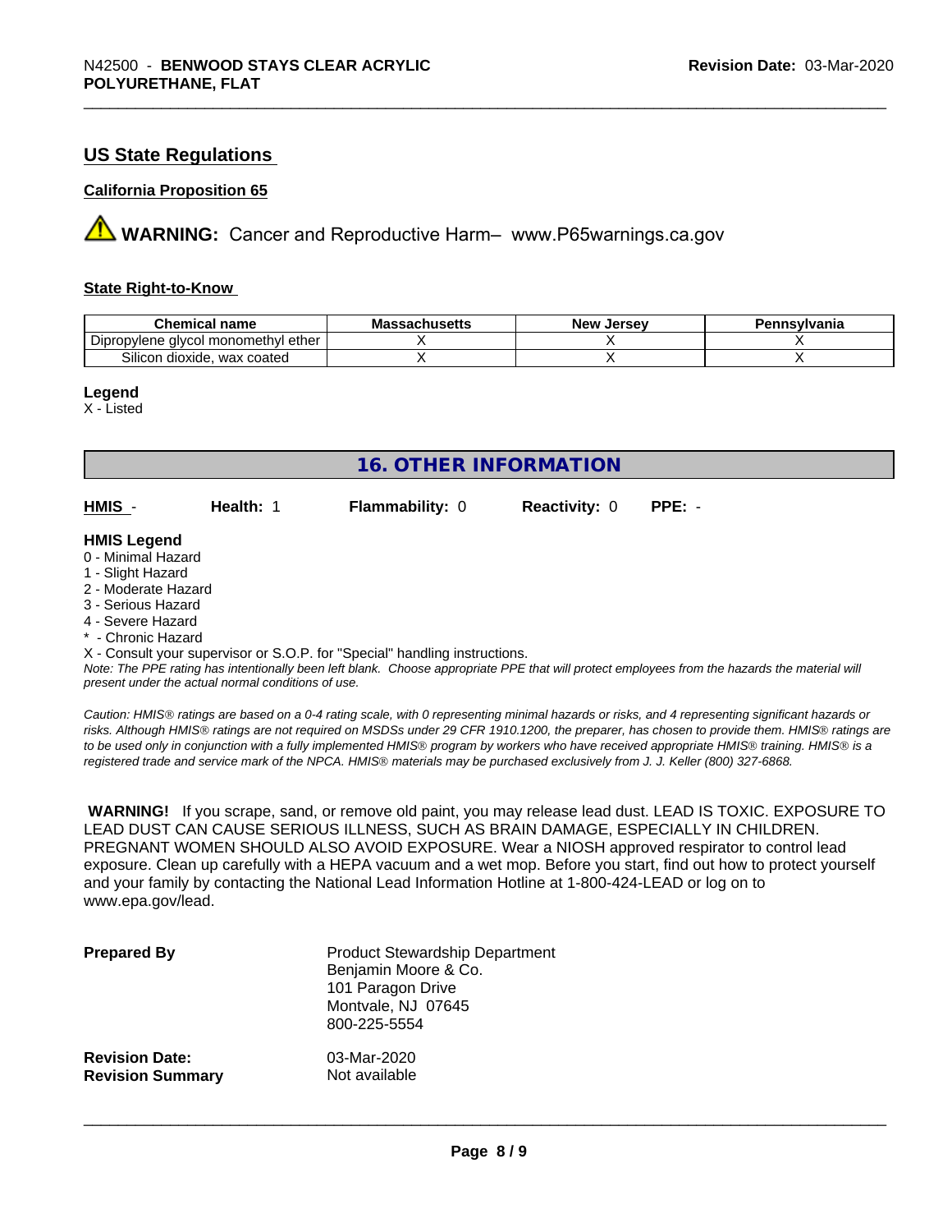## US State Regulations

### California Proposition 65

⚠ **WARNING:** Cancer and Reproductive Harm– www.P65warnings.ca.gov

### State Right-to-Know

| Chemical name | Massachusetts | New Jersey | Pennsylvania |
|---|---|---|---|
| Dipropylene glycol monomethyl ether | X | X | X |
| Silicon dioxide, wax coated | X | X | X |

**Legend**
X - Listed

## 16. OTHER INFORMATION

| **HMIS** - | **Health:** 1 | **Flammability:** 0 | **Reactivity:** 0 | **PPE:** - |
|---|---|---|---|---|

**HMIS Legend**

0 - Minimal Hazard
1 - Slight Hazard
2 - Moderate Hazard
3 - Serious Hazard
4 - Severe Hazard
* - Chronic Hazard
X - Consult your supervisor or S.O.P. for "Special" handling instructions.

*Note: The PPE rating has intentionally been left blank. Choose appropriate PPE that will protect employees from the hazards the material will present under the actual normal conditions of use.*

*Caution: HMIS® ratings are based on a 0-4 rating scale, with 0 representing minimal hazards or risks, and 4 representing significant hazards or risks. Although HMIS® ratings are not required on MSDSs under 29 CFR 1910.1200, the preparer, has chosen to provide them. HMIS® ratings are to be used only in conjunction with a fully implemented HMIS® program by workers who have received appropriate HMIS® training. HMIS® is a registered trade and service mark of the NPCA. HMIS® materials may be purchased exclusively from J. J. Keller (800) 327-6868.*

**WARNING!** If you scrape, sand, or remove old paint, you may release lead dust. LEAD IS TOXIC. EXPOSURE TO LEAD DUST CAN CAUSE SERIOUS ILLNESS, SUCH AS BRAIN DAMAGE, ESPECIALLY IN CHILDREN. PREGNANT WOMEN SHOULD ALSO AVOID EXPOSURE. Wear a NIOSH approved respirator to control lead exposure. Clean up carefully with a HEPA vacuum and a wet mop. Before you start, find out how to protect yourself and your family by contacting the National Lead Information Hotline at 1-800-424-LEAD or log on to www.epa.gov/lead.

**Prepared By**
Product Stewardship Department
Benjamin Moore & Co.
101 Paragon Drive
Montvale, NJ 07645
800-225-5554

**Revision Date:** 03-Mar-2020
**Revision Summary** Not available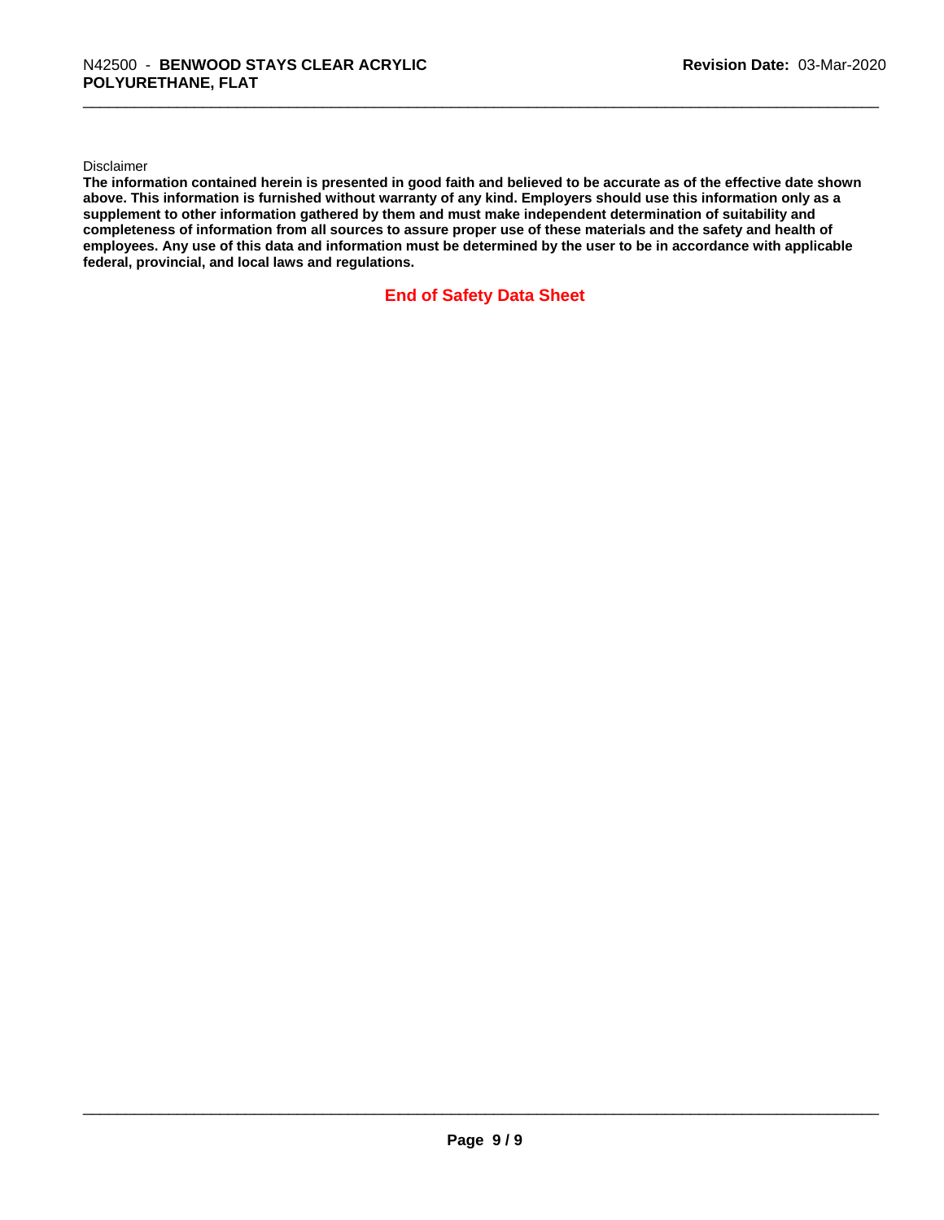Disclaimer

**The information contained herein is presented in good faith and believed to be accurate as of the effective date shown above. This information is furnished without warranty of any kind. Employers should use this information only as a supplement to other information gathered by them and must make independent determination of suitability and completeness of information from all sources to assure proper use of these materials and the safety and health of employees. Any use of this data and information must be determined by the user to be in accordance with applicable federal, provincial, and local laws and regulations.**

**End of Safety Data Sheet**